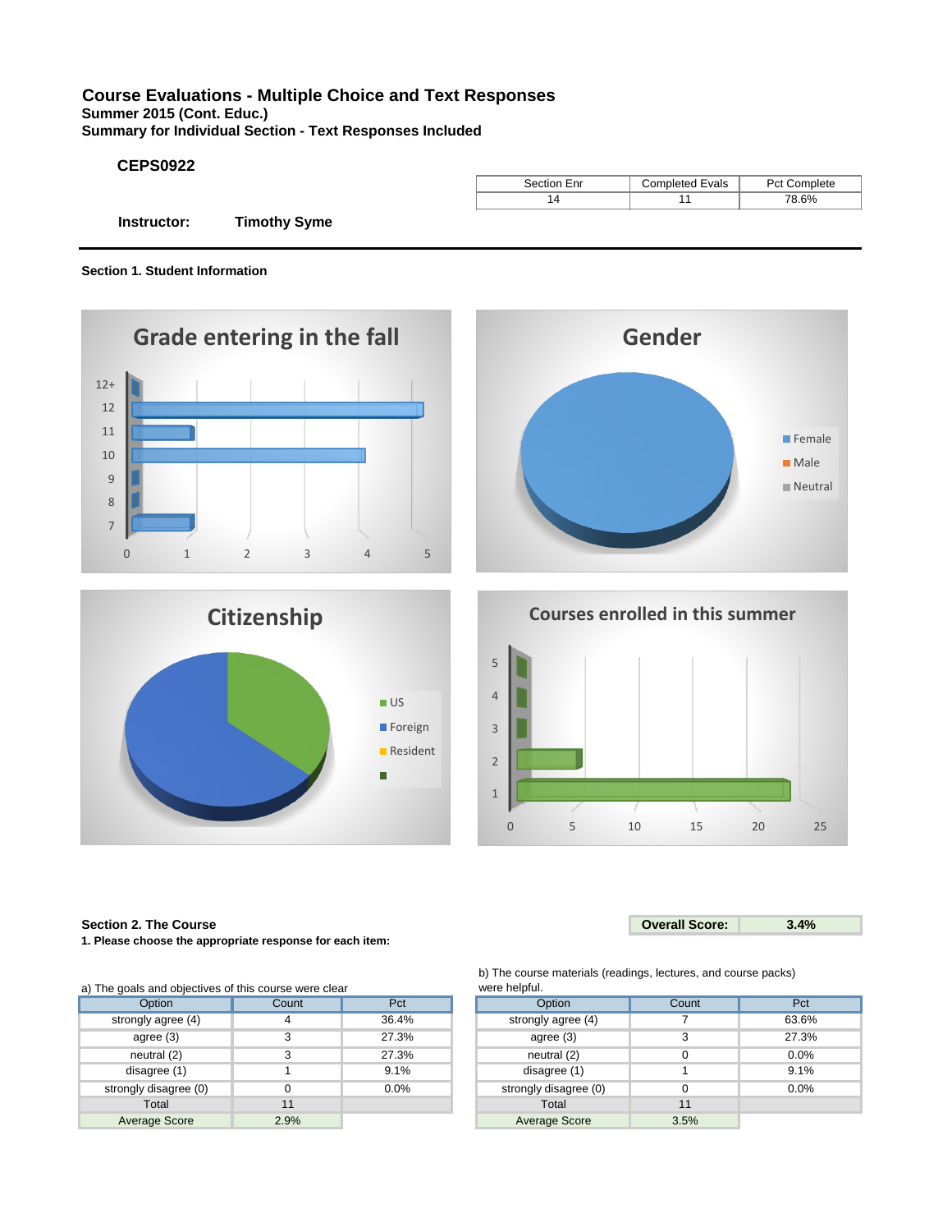# Course Evaluations - Multiple Choice and Text Responses

**Summer 2015 (Cont. Educ.)**

**Summary for Individual Section - Text Responses Included**

**CEPS0922**

| Section Enr | Completed Evals | Pct Complete |
|---|---|---|
| 14 | 11 | 78.6% |

**Instructor:** **Timothy Syme**

## Section 1. Student Information

## Section 2. The Course

| Overall Score: | 3.4% |
|---|---|

**1. Please choose the appropriate response for each item:**

a) The goals and objectives of this course were clear

| Option | Count | Pct |
|---|---|---|
| strongly agree (4) | 4 | 36.4% |
| agree (3) | 3 | 27.3% |
| neutral (2) | 3 | 27.3% |
| disagree (1) | 1 | 9.1% |
| strongly disagree (0) | 0 | 0.0% |
| Total | 11 | |
| Average Score | 2.9% | |

b) The course materials (readings, lectures, and course packs) were helpful.

| Option | Count | Pct |
|---|---|---|
| strongly agree (4) | 7 | 63.6% |
| agree (3) | 3 | 27.3% |
| neutral (2) | 0 | 0.0% |
| disagree (1) | 1 | 9.1% |
| strongly disagree (0) | 0 | 0.0% |
| Total | 11 | |
| Average Score | 3.5% | |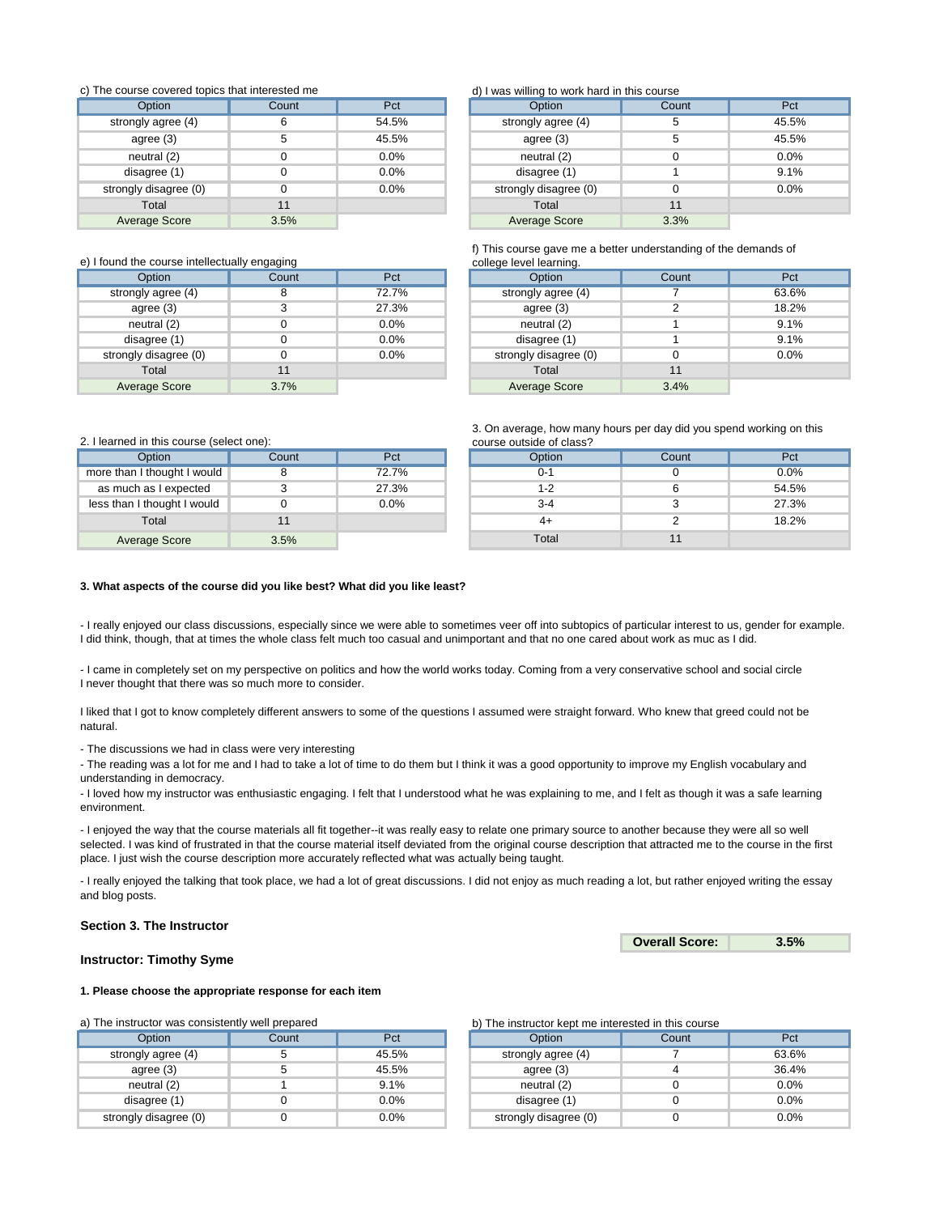c) The course covered topics that interested me

| Option | Count | Pct |
|---|---|---|
| strongly agree (4) | 6 | 54.5% |
| agree (3) | 5 | 45.5% |
| neutral (2) | 0 | 0.0% |
| disagree (1) | 0 | 0.0% |
| strongly disagree (0) | 0 | 0.0% |
| Total | 11 | |
| Average Score | 3.5% | |

d) I was willing to work hard in this course

| Option | Count | Pct |
|---|---|---|
| strongly agree (4) | 5 | 45.5% |
| agree (3) | 5 | 45.5% |
| neutral (2) | 0 | 0.0% |
| disagree (1) | 1 | 9.1% |
| strongly disagree (0) | 0 | 0.0% |
| Total | 11 | |
| Average Score | 3.3% | |

e) I found the course intellectually engaging

| Option | Count | Pct |
|---|---|---|
| strongly agree (4) | 8 | 72.7% |
| agree (3) | 3 | 27.3% |
| neutral (2) | 0 | 0.0% |
| disagree (1) | 0 | 0.0% |
| strongly disagree (0) | 0 | 0.0% |
| Total | 11 | |
| Average Score | 3.7% | |

f) This course gave me a better understanding of the demands of college level learning.

| Option | Count | Pct |
|---|---|---|
| strongly agree (4) | 7 | 63.6% |
| agree (3) | 2 | 18.2% |
| neutral (2) | 1 | 9.1% |
| disagree (1) | 1 | 9.1% |
| strongly disagree (0) | 0 | 0.0% |
| Total | 11 | |
| Average Score | 3.4% | |

2. I learned in this course (select one):

| Option | Count | Pct |
|---|---|---|
| more than I thought I would | 8 | 72.7% |
| as much as I expected | 3 | 27.3% |
| less than I thought I would | 0 | 0.0% |
| Total | 11 | |
| Average Score | 3.5% | |

3. On average, how many hours per day did you spend working on this course outside of class?

| Option | Count | Pct |
|---|---|---|
| 0-1 | 0 | 0.0% |
| 1-2 | 6 | 54.5% |
| 3-4 | 3 | 27.3% |
| 4+ | 2 | 18.2% |
| Total | 11 | |

**3. What aspects of the course did you like best? What did you like least?**

- I really enjoyed our class discussions, especially since we were able to sometimes veer off into subtopics of particular interest to us, gender for example. I did think, though, that at times the whole class felt much too casual and unimportant and that no one cared about work as muc as I did.

- I came in completely set on my perspective on politics and how the world works today. Coming from a very conservative school and social circle I never thought that there was so much more to consider.

I liked that I got to know completely different answers to some of the questions I assumed were straight forward. Who knew that greed could not be natural.

- The discussions we had in class were very interesting
- The reading was a lot for me and I had to take a lot of time to do them but I think it was a good opportunity to improve my English vocabulary and understanding in democracy.
- I loved how my instructor was enthusiastic engaging. I felt that I understood what he was explaining to me, and I felt as though it was a safe learning environment.

- I enjoyed the way that the course materials all fit together--it was really easy to relate one primary source to another because they were all so well selected. I was kind of frustrated in that the course material itself deviated from the original course description that attracted me to the course in the first place. I just wish the course description more accurately reflected what was actually being taught.

- I really enjoyed the talking that took place, we had a lot of great discussions. I did not enjoy as much reading a lot, but rather enjoyed writing the essay and blog posts.

### Section 3. The Instructor

| Overall Score: | 3.5% |
|---|---|

### Instructor: Timothy Syme

**1. Please choose the appropriate response for each item**

a) The instructor was consistently well prepared

| Option | Count | Pct |
|---|---|---|
| strongly agree (4) | 5 | 45.5% |
| agree (3) | 5 | 45.5% |
| neutral (2) | 1 | 9.1% |
| disagree (1) | 0 | 0.0% |
| strongly disagree (0) | 0 | 0.0% |

b) The instructor kept me interested in this course

| Option | Count | Pct |
|---|---|---|
| strongly agree (4) | 7 | 63.6% |
| agree (3) | 4 | 36.4% |
| neutral (2) | 0 | 0.0% |
| disagree (1) | 0 | 0.0% |
| strongly disagree (0) | 0 | 0.0% |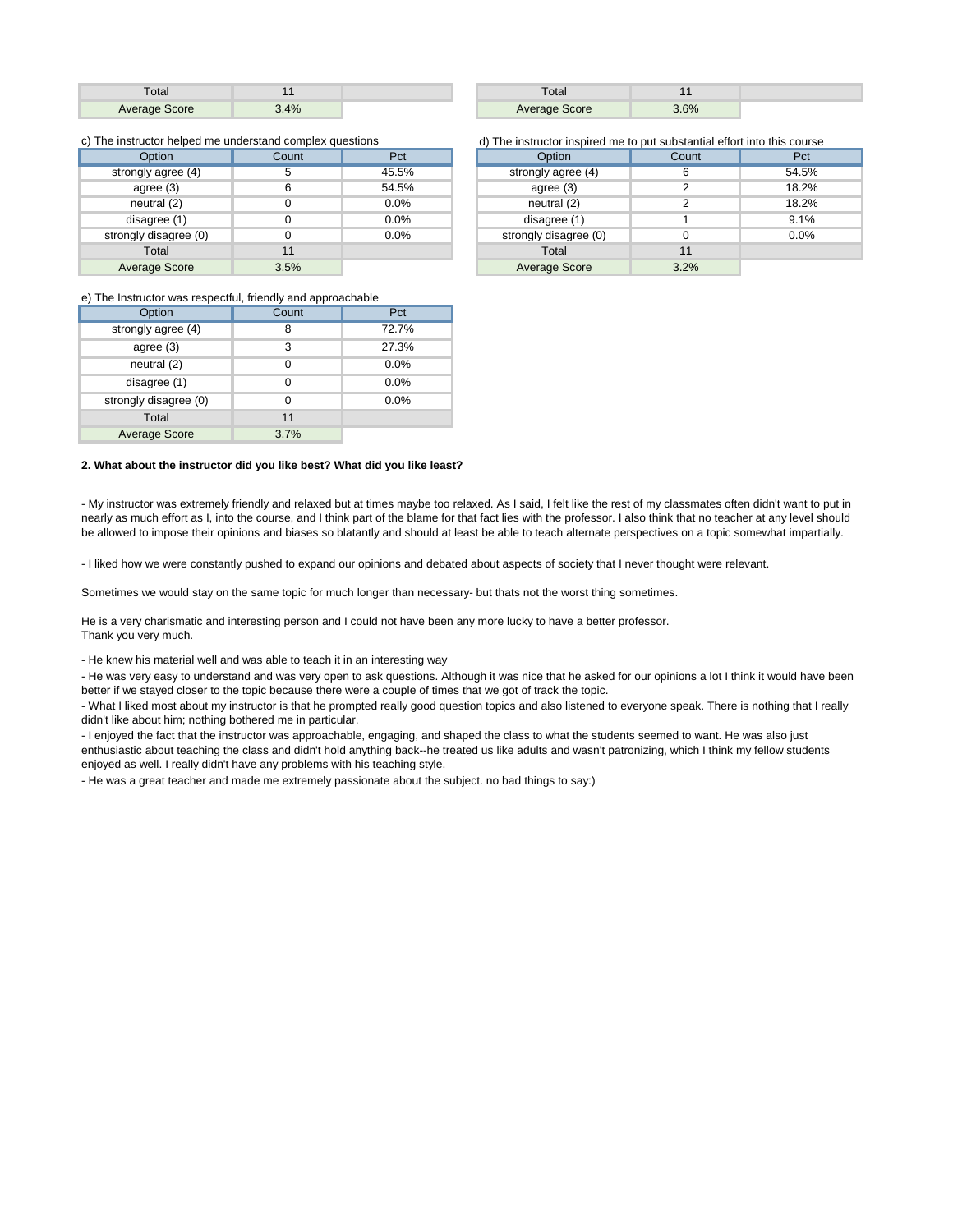| | | |
|---|---|---|
| Total | 11 | |
| Average Score | 3.4% | |

| | | |
|---|---|---|
| Total | 11 | |
| Average Score | 3.6% | |

c) The instructor helped me understand complex questions

| Option | Count | Pct |
|---|---|---|
| strongly agree (4) | 5 | 45.5% |
| agree (3) | 6 | 54.5% |
| neutral (2) | 0 | 0.0% |
| disagree (1) | 0 | 0.0% |
| strongly disagree (0) | 0 | 0.0% |
| Total | 11 | |
| Average Score | 3.5% | |

d) The instructor inspired me to put substantial effort into this course

| Option | Count | Pct |
|---|---|---|
| strongly agree (4) | 6 | 54.5% |
| agree (3) | 2 | 18.2% |
| neutral (2) | 2 | 18.2% |
| disagree (1) | 1 | 9.1% |
| strongly disagree (0) | 0 | 0.0% |
| Total | 11 | |
| Average Score | 3.2% | |

e) The Instructor was respectful, friendly and approachable

| Option | Count | Pct |
|---|---|---|
| strongly agree (4) | 8 | 72.7% |
| agree (3) | 3 | 27.3% |
| neutral (2) | 0 | 0.0% |
| disagree (1) | 0 | 0.0% |
| strongly disagree (0) | 0 | 0.0% |
| Total | 11 | |
| Average Score | 3.7% | |

**2. What about the instructor did you like best? What did you like least?**

- My instructor was extremely friendly and relaxed but at times maybe too relaxed. As I said, I felt like the rest of my classmates often didn't want to put in nearly as much effort as I, into the course, and I think part of the blame for that fact lies with the professor. I also think that no teacher at any level should be allowed to impose their opinions and biases so blatantly and should at least be able to teach alternate perspectives on a topic somewhat impartially.

- I liked how we were constantly pushed to expand our opinions and debated about aspects of society that I never thought were relevant.

Sometimes we would stay on the same topic for much longer than necessary- but thats not the worst thing sometimes.

He is a very charismatic and interesting person and I could not have been any more lucky to have a better professor.
Thank you very much.

- He knew his material well and was able to teach it in an interesting way
- He was very easy to understand and was very open to ask questions. Although it was nice that he asked for our opinions a lot I think it would have been better if we stayed closer to the topic because there were a couple of times that we got of track the topic.
- What I liked most about my instructor is that he prompted really good question topics and also listened to everyone speak. There is nothing that I really didn't like about him; nothing bothered me in particular.
- I enjoyed the fact that the instructor was approachable, engaging, and shaped the class to what the students seemed to want. He was also just enthusiastic about teaching the class and didn't hold anything back--he treated us like adults and wasn't patronizing, which I think my fellow students enjoyed as well. I really didn't have any problems with his teaching style.
- He was a great teacher and made me extremely passionate about the subject. no bad things to say:)